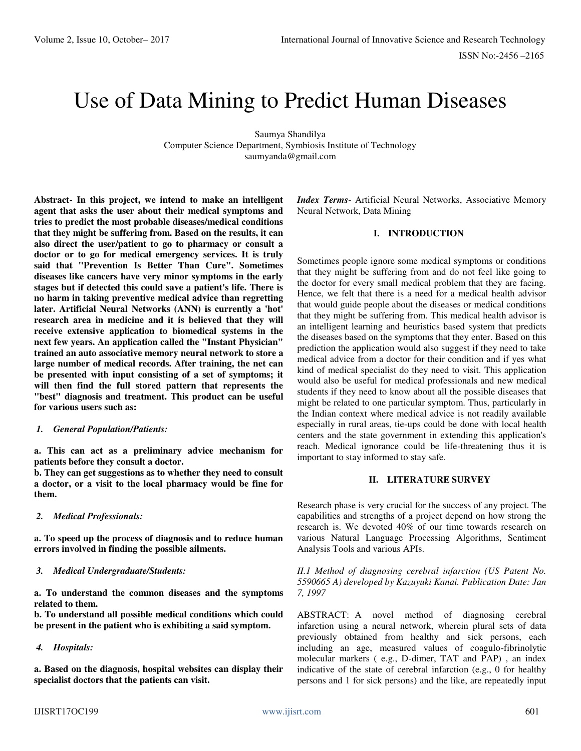# Use of Data Mining to Predict Human Diseases

Saumya Shandilya
Computer Science Department, Symbiosis Institute of Technology
saumyanda@gmail.com

**Abstract- In this project, we intend to make an intelligent agent that asks the user about their medical symptoms and tries to predict the most probable diseases/medical conditions that they might be suffering from. Based on the results, it can also direct the user/patient to go to pharmacy or consult a doctor or to go for medical emergency services. It is truly said that "Prevention Is Better Than Cure". Sometimes diseases like cancers have very minor symptoms in the early stages but if detected this could save a patient's life. There is no harm in taking preventive medical advice than regretting later. Artificial Neural Networks (ANN) is currently a 'hot' research area in medicine and it is believed that they will receive extensive application to biomedical systems in the next few years. An application called the "Instant Physician" trained an auto associative memory neural network to store a large number of medical records. After training, the net can be presented with input consisting of a set of symptoms; it will then find the full stored pattern that represents the "best" diagnosis and treatment. This product can be useful for various users such as:**

***1. General Population/Patients:***

**a. This can act as a preliminary advice mechanism for patients before they consult a doctor.**
**b. They can get suggestions as to whether they need to consult a doctor, or a visit to the local pharmacy would be fine for them.**

***2. Medical Professionals:***

**a. To speed up the process of diagnosis and to reduce human errors involved in finding the possible ailments.**

***3. Medical Undergraduate/Students:***

**a. To understand the common diseases and the symptoms related to them.**
**b. To understand all possible medical conditions which could be present in the patient who is exhibiting a said symptom.**

***4. Hospitals:***

**a. Based on the diagnosis, hospital websites can display their specialist doctors that the patients can visit.**

***Index Terms***- Artificial Neural Networks, Associative Memory Neural Network, Data Mining

## I. INTRODUCTION

Sometimes people ignore some medical symptoms or conditions that they might be suffering from and do not feel like going to the doctor for every small medical problem that they are facing. Hence, we felt that there is a need for a medical health advisor that would guide people about the diseases or medical conditions that they might be suffering from. This medical health advisor is an intelligent learning and heuristics based system that predicts the diseases based on the symptoms that they enter. Based on this prediction the application would also suggest if they need to take medical advice from a doctor for their condition and if yes what kind of medical specialist do they need to visit. This application would also be useful for medical professionals and new medical students if they need to know about all the possible diseases that might be related to one particular symptom. Thus, particularly in the Indian context where medical advice is not readily available especially in rural areas, tie-ups could be done with local health centers and the state government in extending this application's reach. Medical ignorance could be life-threatening thus it is important to stay informed to stay safe.

## II. LITERATURE SURVEY

Research phase is very crucial for the success of any project. The capabilities and strengths of a project depend on how strong the research is. We devoted 40% of our time towards research on various Natural Language Processing Algorithms, Sentiment Analysis Tools and various APIs.

*II.1 Method of diagnosing cerebral infarction (US Patent No. 5590665 A) developed by Kazuyuki Kanai. Publication Date: Jan 7, 1997*

ABSTRACT: A novel method of diagnosing cerebral infarction using a neural network, wherein plural sets of data previously obtained from healthy and sick persons, each including an age, measured values of coagulo-fibrinolytic molecular markers ( e.g., D-dimer, TAT and PAP) , an index indicative of the state of cerebral infarction (e.g., 0 for healthy persons and 1 for sick persons) and the like, are repeatedly input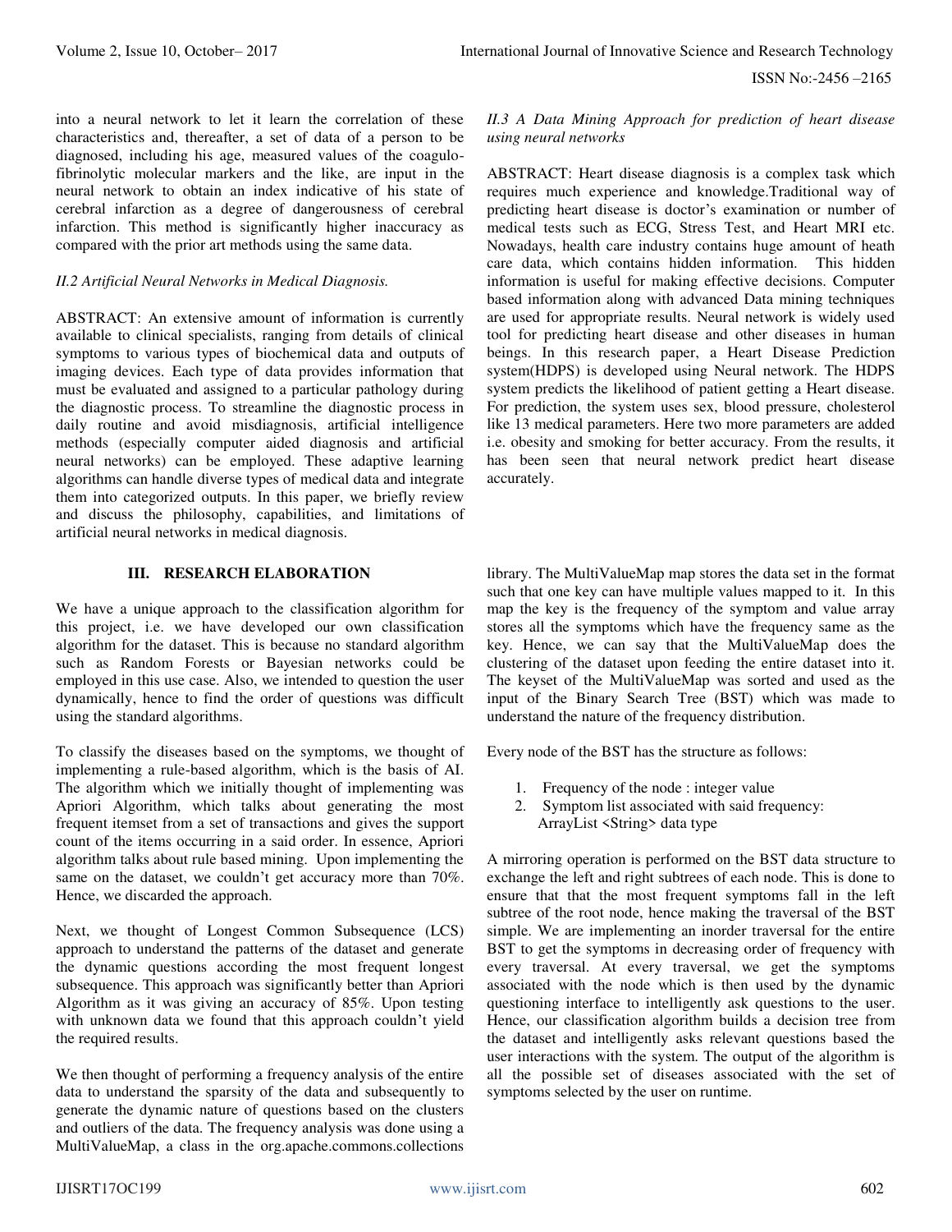into a neural network to let it learn the correlation of these characteristics and, thereafter, a set of data of a person to be diagnosed, including his age, measured values of the coagulo-fibrinolytic molecular markers and the like, are input in the neural network to obtain an index indicative of his state of cerebral infarction as a degree of dangerousness of cerebral infarction. This method is significantly higher inaccuracy as compared with the prior art methods using the same data.

*II.2 Artificial Neural Networks in Medical Diagnosis.*

ABSTRACT: An extensive amount of information is currently available to clinical specialists, ranging from details of clinical symptoms to various types of biochemical data and outputs of imaging devices. Each type of data provides information that must be evaluated and assigned to a particular pathology during the diagnostic process. To streamline the diagnostic process in daily routine and avoid misdiagnosis, artificial intelligence methods (especially computer aided diagnosis and artificial neural networks) can be employed. These adaptive learning algorithms can handle diverse types of medical data and integrate them into categorized outputs. In this paper, we briefly review and discuss the philosophy, capabilities, and limitations of artificial neural networks in medical diagnosis.

*II.3 A Data Mining Approach for prediction of heart disease using neural networks*

ABSTRACT: Heart disease diagnosis is a complex task which requires much experience and knowledge.Traditional way of predicting heart disease is doctor's examination or number of medical tests such as ECG, Stress Test, and Heart MRI etc. Nowadays, health care industry contains huge amount of heath care data, which contains hidden information. This hidden information is useful for making effective decisions. Computer based information along with advanced Data mining techniques are used for appropriate results. Neural network is widely used tool for predicting heart disease and other diseases in human beings. In this research paper, a Heart Disease Prediction system(HDPS) is developed using Neural network. The HDPS system predicts the likelihood of patient getting a Heart disease. For prediction, the system uses sex, blood pressure, cholesterol like 13 medical parameters. Here two more parameters are added i.e. obesity and smoking for better accuracy. From the results, it has been seen that neural network predict heart disease accurately.

## III. RESEARCH ELABORATION

We have a unique approach to the classification algorithm for this project, i.e. we have developed our own classification algorithm for the dataset. This is because no standard algorithm such as Random Forests or Bayesian networks could be employed in this use case. Also, we intended to question the user dynamically, hence to find the order of questions was difficult using the standard algorithms.

To classify the diseases based on the symptoms, we thought of implementing a rule-based algorithm, which is the basis of AI. The algorithm which we initially thought of implementing was Apriori Algorithm, which talks about generating the most frequent itemset from a set of transactions and gives the support count of the items occurring in a said order. In essence, Apriori algorithm talks about rule based mining. Upon implementing the same on the dataset, we couldn't get accuracy more than 70%. Hence, we discarded the approach.

Next, we thought of Longest Common Subsequence (LCS) approach to understand the patterns of the dataset and generate the dynamic questions according the most frequent longest subsequence. This approach was significantly better than Apriori Algorithm as it was giving an accuracy of 85%. Upon testing with unknown data we found that this approach couldn't yield the required results.

We then thought of performing a frequency analysis of the entire data to understand the sparsity of the data and subsequently to generate the dynamic nature of questions based on the clusters and outliers of the data. The frequency analysis was done using a MultiValueMap, a class in the org.apache.commons.collections library. The MultiValueMap map stores the data set in the format such that one key can have multiple values mapped to it. In this map the key is the frequency of the symptom and value array stores all the symptoms which have the frequency same as the key. Hence, we can say that the MultiValueMap does the clustering of the dataset upon feeding the entire dataset into it. The keyset of the MultiValueMap was sorted and used as the input of the Binary Search Tree (BST) which was made to understand the nature of the frequency distribution.

Every node of the BST has the structure as follows:

1. Frequency of the node : integer value
2. Symptom list associated with said frequency: ArrayList <String> data type

A mirroring operation is performed on the BST data structure to exchange the left and right subtrees of each node. This is done to ensure that that the most frequent symptoms fall in the left subtree of the root node, hence making the traversal of the BST simple. We are implementing an inorder traversal for the entire BST to get the symptoms in decreasing order of frequency with every traversal. At every traversal, we get the symptoms associated with the node which is then used by the dynamic questioning interface to intelligently ask questions to the user. Hence, our classification algorithm builds a decision tree from the dataset and intelligently asks relevant questions based the user interactions with the system. The output of the algorithm is all the possible set of diseases associated with the set of symptoms selected by the user on runtime.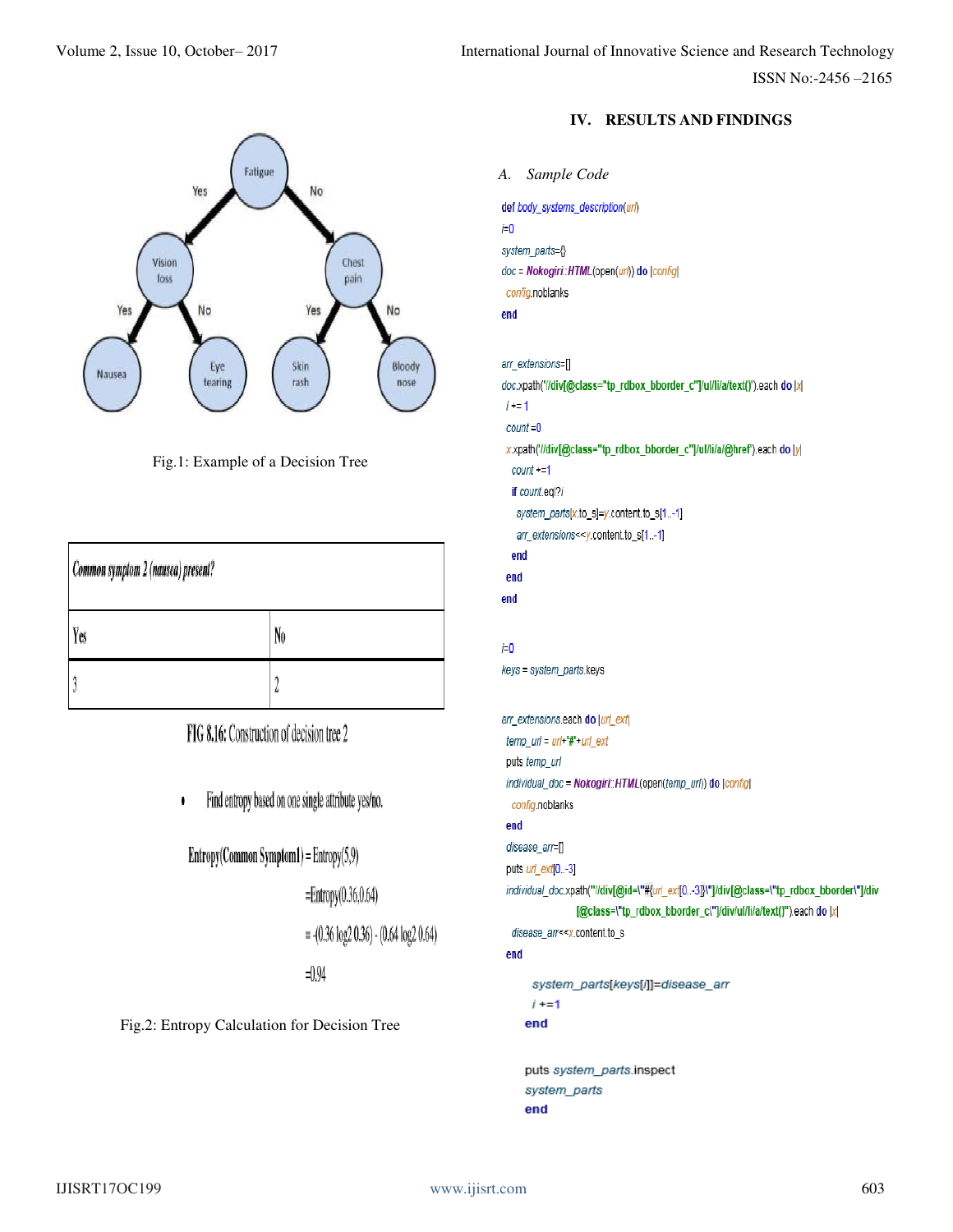Fig.1: Example of a Decision Tree

| Common symptom 2 (nausea) present? | |
|---|---|
| Yes | No |
| 3 | 2 |

FIG 8.16: Construction of decision tree 2

- Find entropy based on one single attribute yes/no.

Entropy(Common Symptom1) = Entropy(5,9)

=Entropy(0.36,0.64)

= -(0.36 log2 0.36) - (0.64 log2 0.64)

=0.94

Fig.2: Entropy Calculation for Decision Tree

## IV. RESULTS AND FINDINGS

### *A. Sample Code*

```
def body_systems_description(url)
i=0
system_parts={}
doc = Nokogiri::HTML(open(url)) do |config|
  config.noblanks
end


arr_extensions=[]
doc.xpath("//div[@class="tp_rdbox_bborder_c"]/ul/li/a/text()").each do |x|
  i += 1
  count =0
  x.xpath("//div[@class="tp_rdbox_bborder_c"]/ul/li/a/@href").each do |y|
    count +=1
    if count.eql?i
      system_parts[x.to_s]=y.content.to_s[1..-1]
      arr_extensions<<y.content.to_s[1..-1]
    end
  end
end


i=0
keys = system_parts.keys


arr_extensions.each do |url_ext|
  temp_url = url+'#'+url_ext
  puts temp_url
  individual_doc = Nokogiri::HTML(open(temp_url)) do |config|
    config.noblanks
  end
  disease_arr=[]
  puts url_ext[0..-3]
  individual_doc.xpath("//div[@id=\"#{url_ext[0..-3]}\"]/div[@class=\"tp_rdbox_bborder\"]/div
                [@class=\"tp_rdbox_bborder_c\"]/div/ul/li/a/text()").each do |x|
    disease_arr<<x.content.to_s
  end
      system_parts[keys[i]]=disease_arr
      i +=1
    end


    puts system_parts.inspect
    system_parts
    end
```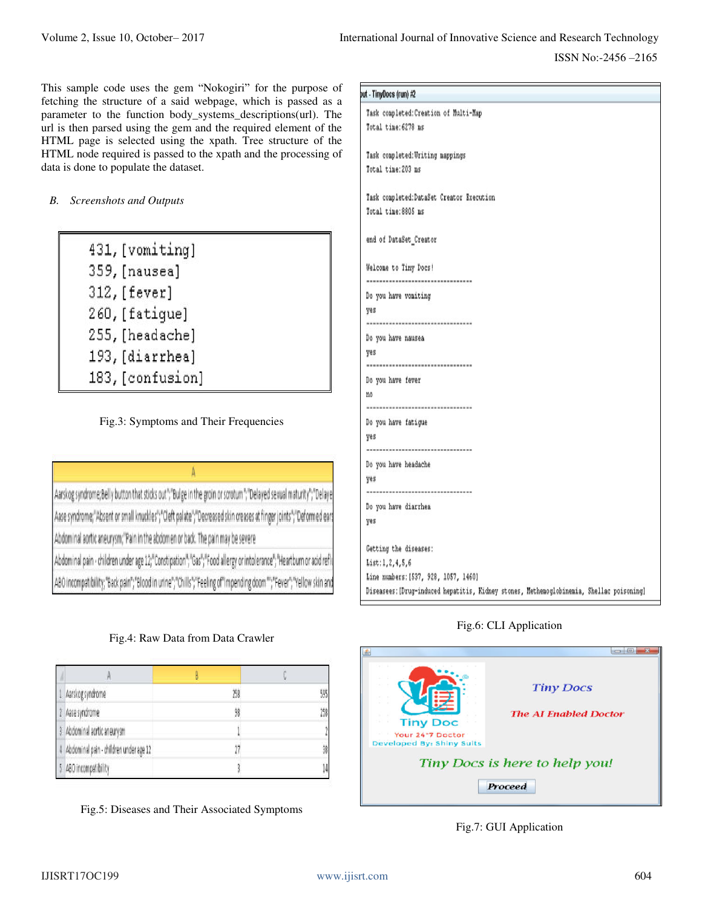This sample code uses the gem "Nokogiri" for the purpose of fetching the structure of a said webpage, which is passed as a parameter to the function body_systems_descriptions(url). The url is then parsed using the gem and the required element of the HTML page is selected using the xpath. Tree structure of the HTML node required is passed to the xpath and the processing of data is done to populate the dataset.

### *B. Screenshots and Outputs*

```
431,[vomiting]
359,[nausea]
312,[fever]
260,[fatigue]
255,[headache]
193,[diarrhea]
183,[confusion]
```

Fig.3: Symptoms and Their Frequencies

| A |
|---|
| Aarskog syndrome;Belly button that sticks out";"Bulge in the groin or scrotum";"Delayed sexual maturity";"Delaye |
| Aase syndrome;"Absent or small knuckles";"Cleft palate";"Decreased skin creases at finger joints";"Deformed ears |
| Abdominal aortic aneurysm;"Pain in the abdomen or back. The pain may be severe |
| Abdominal pain - children under age 12;"Constipation";"Gas";"Food allergy or intolerance";"Heartburn or acid refl |
| ABO incompatibility;"Back pain";"Blood in urine";"Chills";"Feeling of "impending doom"";"Fever";"Yellow skin and |

Fig.4: Raw Data from Data Crawler

| | A | B | C |
|---|---|---|---|
| 1 | Aarskog syndrome | 258 | 585 |
| 2 | Aase syndrome | 98 | 258 |
| 3 | Abdominal aortic aneurysm | 1 | 2 |
| 4 | Abdominal pain - children under age 12 | 27 | 98 |
| 5 | ABO incompatibility | 3 | 14 |

Fig.5: Diseases and Their Associated Symptoms

```
put - TinyDocs (run) #2

Task completed:Creation of Multi-Map
Total time:6278 ms

Task completed:Writing mappings
Total time:203 ms

Task completed:DataSet Creator Execution
Total time:8805 ms

end of DataSet_Creator

Welcome to Tiny Docs!
----------------------------------
Do you have vomiting
yes
----------------------------------
Do you have nausea
yes
----------------------------------
Do you have fever
no
----------------------------------
Do you have fatigue
yes
----------------------------------
Do you have headache
yes
----------------------------------
Do you have diarrhea
yes

Getting the diseases:
List:1,2,4,5,6
Line numbers:[537, 928, 1057, 1460]
Diseases:[Drug-induced hepatitis, Kidney stones, Methemoglobinemia, Shellac poisoning]
```

Fig.6: CLI Application

Tiny Docs

The AI Enabled Doctor

Tiny Doc

Your 24*7 Doctor

Developed By: Shiny Suits

Tiny Docs is here to help you!

Proceed

Fig.7: GUI Application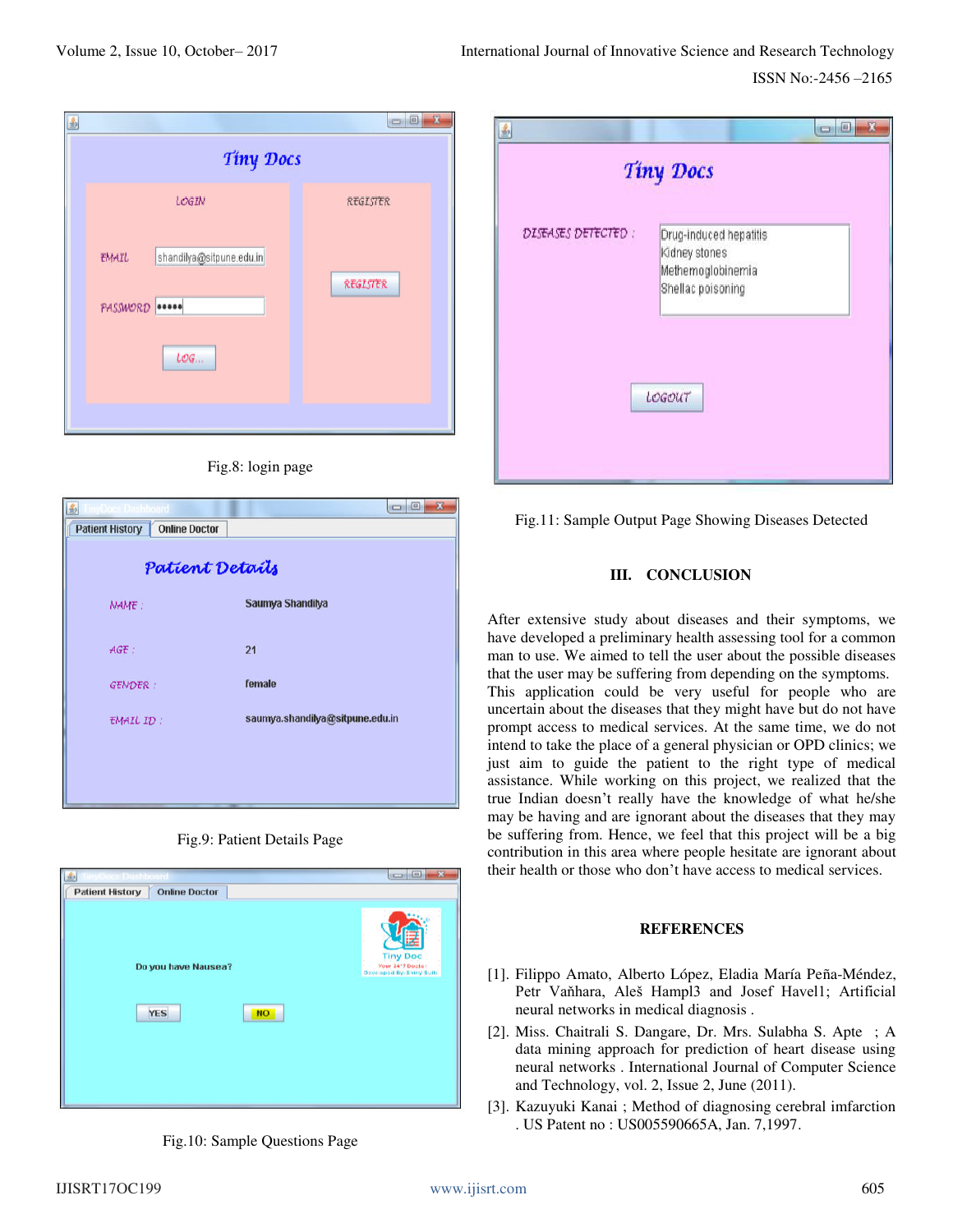Fig.8: login page

Fig.9: Patient Details Page

Fig.10: Sample Questions Page

Fig.11: Sample Output Page Showing Diseases Detected

## III. CONCLUSION

After extensive study about diseases and their symptoms, we have developed a preliminary health assessing tool for a common man to use. We aimed to tell the user about the possible diseases that the user may be suffering from depending on the symptoms. This application could be very useful for people who are uncertain about the diseases that they might have but do not have prompt access to medical services. At the same time, we do not intend to take the place of a general physician or OPD clinics; we just aim to guide the patient to the right type of medical assistance. While working on this project, we realized that the true Indian doesn't really have the knowledge of what he/she may be having and are ignorant about the diseases that they may be suffering from. Hence, we feel that this project will be a big contribution in this area where people hesitate are ignorant about their health or those who don't have access to medical services.

## REFERENCES

[1]. Filippo Amato, Alberto López, Eladia María Peña-Méndez, Petr Vaňhara, Aleš Hampl3 and Josef Havel1; Artificial neural networks in medical diagnosis .

[2]. Miss. Chaitrali S. Dangare, Dr. Mrs. Sulabha S. Apte ; A data mining approach for prediction of heart disease using neural networks . International Journal of Computer Science and Technology, vol. 2, Issue 2, June (2011).

[3]. Kazuyuki Kanai ; Method of diagnosing cerebral infarction . US Patent no : US005590665A, Jan. 7,1997.